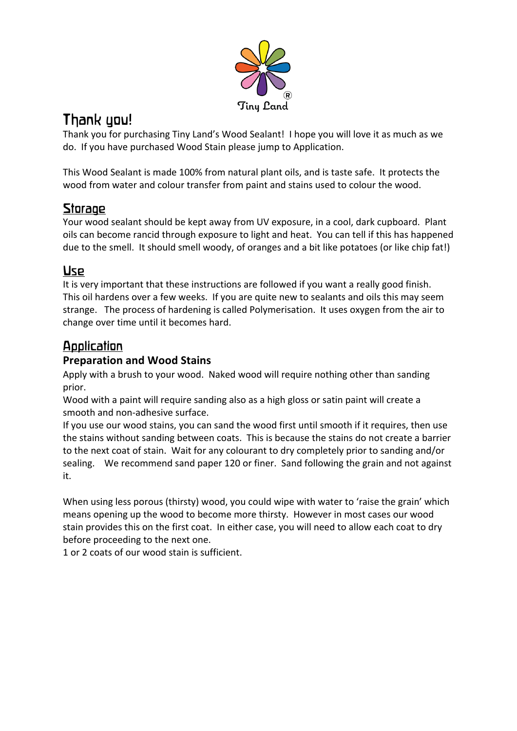Tiny Land®

# Thank you!

Thank you for purchasing Tiny Land's Wood Sealant! I hope you will love it as much as we do. If you have purchased Wood Stain please jump to Application.

This Wood Sealant is made 100% from natural plant oils, and is taste safe. It protects the wood from water and colour transfer from paint and stains used to colour the wood.

## Storage

Your wood sealant should be kept away from UV exposure, in a cool, dark cupboard. Plant oils can become rancid through exposure to light and heat. You can tell if this has happened due to the smell. It should smell woody, of oranges and a bit like potatoes (or like chip fat!)

## Use

It is very important that these instructions are followed if you want a really good finish. This oil hardens over a few weeks. If you are quite new to sealants and oils this may seem strange. The process of hardening is called Polymerisation. It uses oxygen from the air to change over time until it becomes hard.

## Application

### Preparation and Wood Stains

Apply with a brush to your wood. Naked wood will require nothing other than sanding prior.

Wood with a paint will require sanding also as a high gloss or satin paint will create a smooth and non-adhesive surface.

If you use our wood stains, you can sand the wood first until smooth if it requires, then use the stains without sanding between coats. This is because the stains do not create a barrier to the next coat of stain. Wait for any colourant to dry completely prior to sanding and/or sealing. We recommend sand paper 120 or finer. Sand following the grain and not against it.

When using less porous (thirsty) wood, you could wipe with water to 'raise the grain' which means opening up the wood to become more thirsty. However in most cases our wood stain provides this on the first coat. In either case, you will need to allow each coat to dry before proceeding to the next one.

1 or 2 coats of our wood stain is sufficient.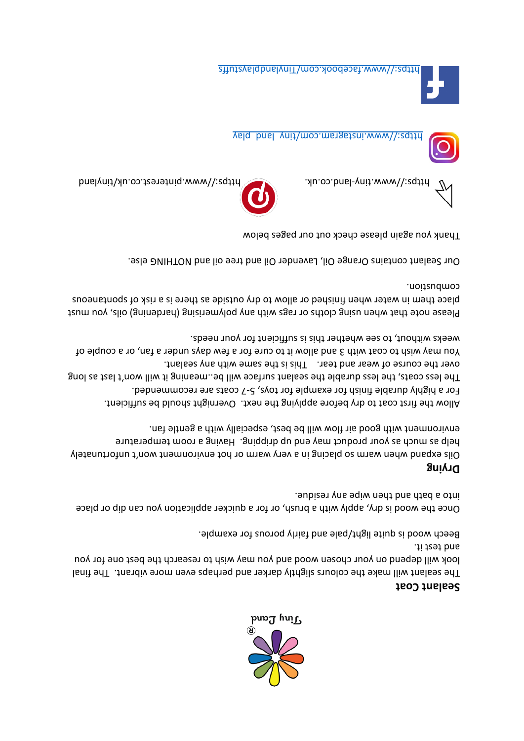Tiny Land®

## Sealant Coat

The sealant will make the colours slightly darker and perhaps even more vibrant. The final look will depend on your chosen wood and you may wish to research the best one for you and test it.

Beech wood is quite light/pale and fairly porous for example.

Once the wood is dry, apply with a brush, or for a quicker application you can dip or place into a bath and then wipe any residue.

## Drying

Oils expand when warm so placing in a very warm or hot environment won't unfortunately help as much as your product may end up dripping. Having a room temperature environment with good air flow will be best, especially with a gentle fan.

Allow the first coat to dry before applying the next. Overnight should be sufficient. For a highly durable finish for example for toys, 5-7 coats are recommended. The less coats, the less durable the sealant surface will be..meaning it will won't last as long over the course of wear and tear. This is the same with any sealant.

You may wish to coat with 3 and allow it to cure for a few days under a fan, or a couple of weeks without, to see whether this is sufficient for your needs.

Please note that when using cloths or rags with any polymerising (hardening) oils, you must place them in water when finished or allow to dry outside as there is a risk of spontaneous combustion.

Our Sealant contains Orange Oil, Lavender Oil and tree oil and NOTHING else.

Thank you again please check out our pages below

https://www.tiny-land.co.uk.

https://www.pinterest.co.uk/tinyland

https://www.instagram.com/tiny land play

https://www.facebook.com/Tinylandplaystuffs